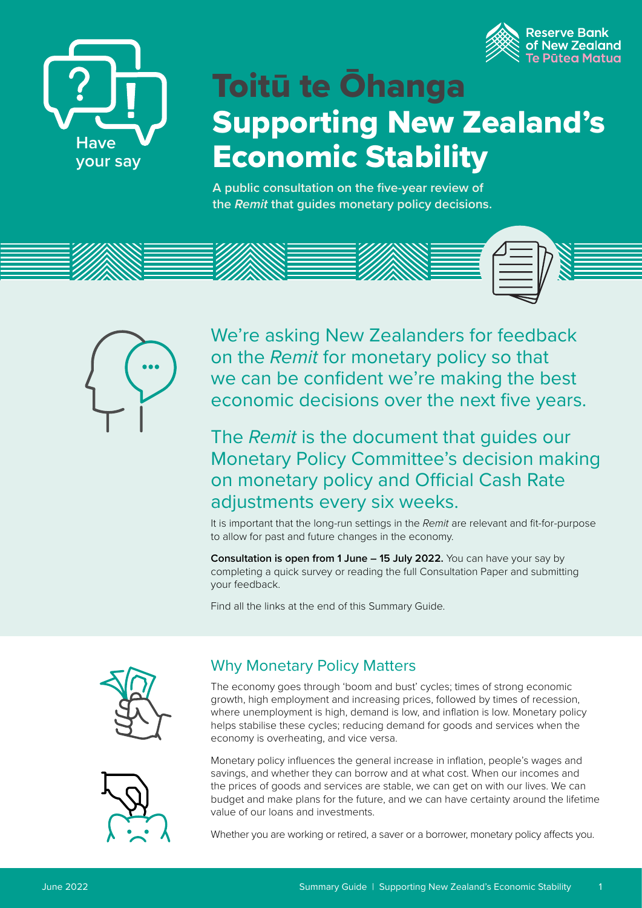Have your say

Reserve Bank of New Zealand
Te Pūtea Matua

# Toitū te Ōhanga
# Supporting New Zealand's Economic Stability

**A public consultation on the five-year review of the *Remit* that guides monetary policy decisions.**

We're asking New Zealanders for feedback on the *Remit* for monetary policy so that we can be confident we're making the best economic decisions over the next five years.

The *Remit* is the document that guides our Monetary Policy Committee's decision making on monetary policy and Official Cash Rate adjustments every six weeks.

It is important that the long-run settings in the *Remit* are relevant and fit-for-purpose to allow for past and future changes in the economy.

**Consultation is open from 1 June – 15 July 2022.** You can have your say by completing a quick survey or reading the full Consultation Paper and submitting your feedback.

Find all the links at the end of this Summary Guide.

## Why Monetary Policy Matters

The economy goes through 'boom and bust' cycles; times of strong economic growth, high employment and increasing prices, followed by times of recession, where unemployment is high, demand is low, and inflation is low. Monetary policy helps stabilise these cycles; reducing demand for goods and services when the economy is overheating, and vice versa.

Monetary policy influences the general increase in inflation, people's wages and savings, and whether they can borrow and at what cost. When our incomes and the prices of goods and services are stable, we can get on with our lives. We can budget and make plans for the future, and we can have certainty around the lifetime value of our loans and investments.

Whether you are working or retired, a saver or a borrower, monetary policy affects you.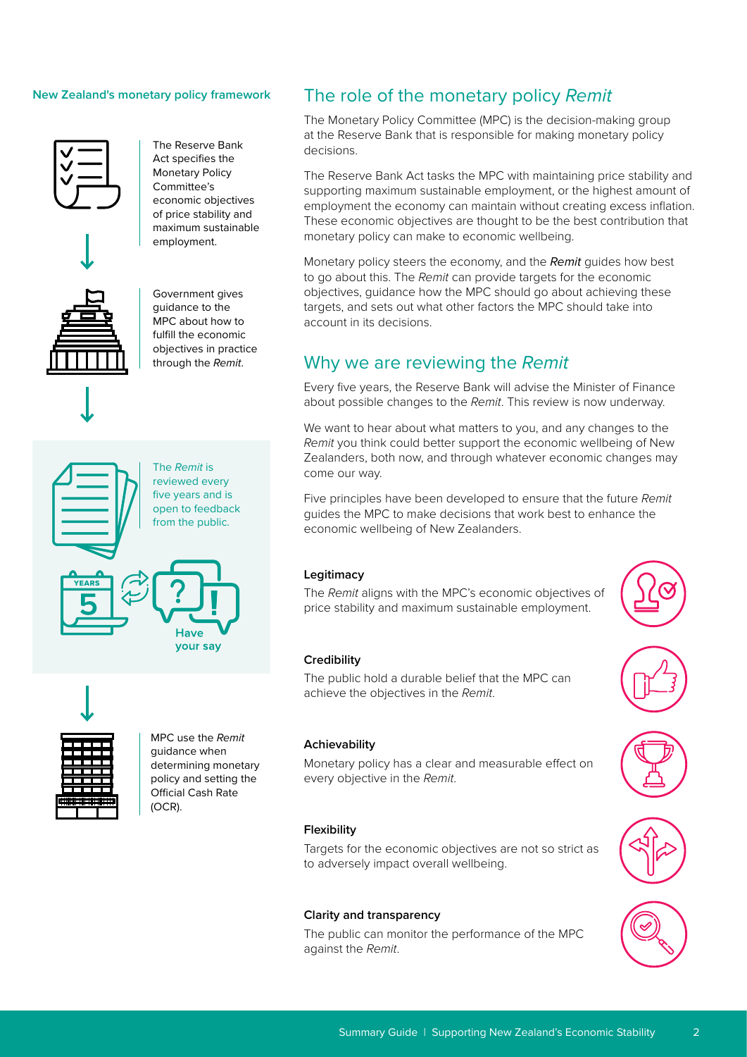**New Zealand's monetary policy framework**

The Reserve Bank Act specifies the Monetary Policy Committee's economic objectives of price stability and maximum sustainable employment.

Government gives guidance to the MPC about how to fulfill the economic objectives in practice through the *Remit*.

The *Remit* is reviewed every five years and is open to feedback from the public.

YEARS 5

Have your say

MPC use the *Remit* guidance when determining monetary policy and setting the Official Cash Rate (OCR).

## The role of the monetary policy *Remit*

The Monetary Policy Committee (MPC) is the decision-making group at the Reserve Bank that is responsible for making monetary policy decisions.

The Reserve Bank Act tasks the MPC with maintaining price stability and supporting maximum sustainable employment, or the highest amount of employment the economy can maintain without creating excess inflation. These economic objectives are thought to be the best contribution that monetary policy can make to economic wellbeing.

Monetary policy steers the economy, and the ***Remit*** guides how best to go about this. The *Remit* can provide targets for the economic objectives, guidance how the MPC should go about achieving these targets, and sets out what other factors the MPC should take into account in its decisions.

## Why we are reviewing the *Remit*

Every five years, the Reserve Bank will advise the Minister of Finance about possible changes to the *Remit*. This review is now underway.

We want to hear about what matters to you, and any changes to the *Remit* you think could better support the economic wellbeing of New Zealanders, both now, and through whatever economic changes may come our way.

Five principles have been developed to ensure that the future *Remit* guides the MPC to make decisions that work best to enhance the economic wellbeing of New Zealanders.

**Legitimacy**

The *Remit* aligns with the MPC's economic objectives of price stability and maximum sustainable employment.

**Credibility**

The public hold a durable belief that the MPC can achieve the objectives in the *Remit*.

**Achievability**

Monetary policy has a clear and measurable effect on every objective in the *Remit*.

**Flexibility**

Targets for the economic objectives are not so strict as to adversely impact overall wellbeing.

**Clarity and transparency**

The public can monitor the performance of the MPC against the *Remit*.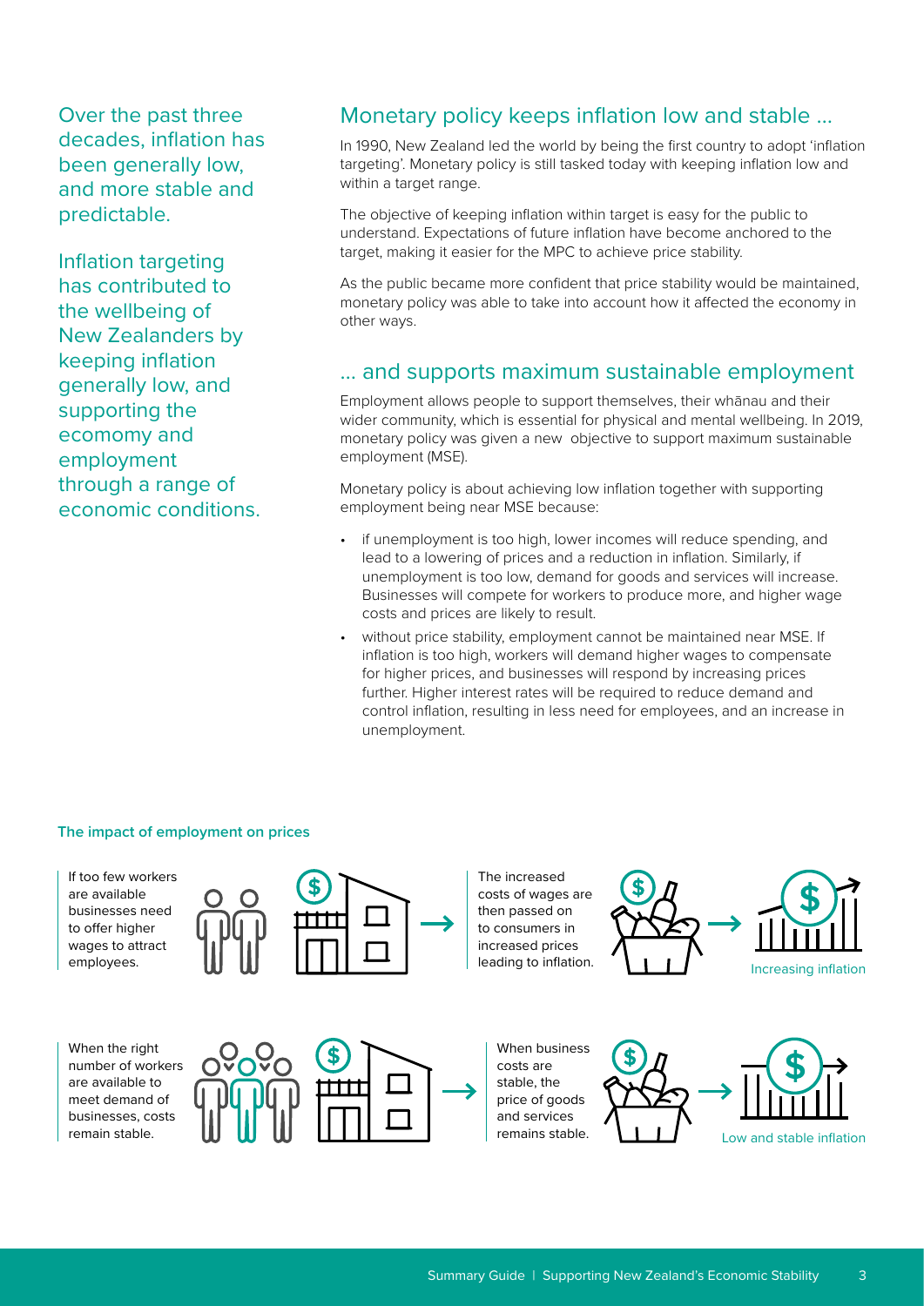Over the past three decades, inflation has been generally low, and more stable and predictable.

Inflation targeting has contributed to the wellbeing of New Zealanders by keeping inflation generally low, and supporting the ecomomy and employment through a range of economic conditions.

## Monetary policy keeps inflation low and stable ...

In 1990, New Zealand led the world by being the first country to adopt 'inflation targeting'. Monetary policy is still tasked today with keeping inflation low and within a target range.

The objective of keeping inflation within target is easy for the public to understand. Expectations of future inflation have become anchored to the target, making it easier for the MPC to achieve price stability.

As the public became more confident that price stability would be maintained, monetary policy was able to take into account how it affected the economy in other ways.

## ... and supports maximum sustainable employment

Employment allows people to support themselves, their whānau and their wider community, which is essential for physical and mental wellbeing. In 2019, monetary policy was given a new objective to support maximum sustainable employment (MSE).

Monetary policy is about achieving low inflation together with supporting employment being near MSE because:

- if unemployment is too high, lower incomes will reduce spending, and lead to a lowering of prices and a reduction in inflation. Similarly, if unemployment is too low, demand for goods and services will increase. Businesses will compete for workers to produce more, and higher wage costs and prices are likely to result.
- without price stability, employment cannot be maintained near MSE. If inflation is too high, workers will demand higher wages to compensate for higher prices, and businesses will respond by increasing prices further. Higher interest rates will be required to reduce demand and control inflation, resulting in less need for employees, and an increase in unemployment.

**The impact of employment on prices**

If too few workers are available businesses need to offer higher wages to attract employees. → The increased costs of wages are then passed on to consumers in increased prices leading to inflation. → Increasing inflation

When the right number of workers are available to meet demand of businesses, costs remain stable. → When business costs are stable, the price of goods and services remains stable. → Low and stable inflation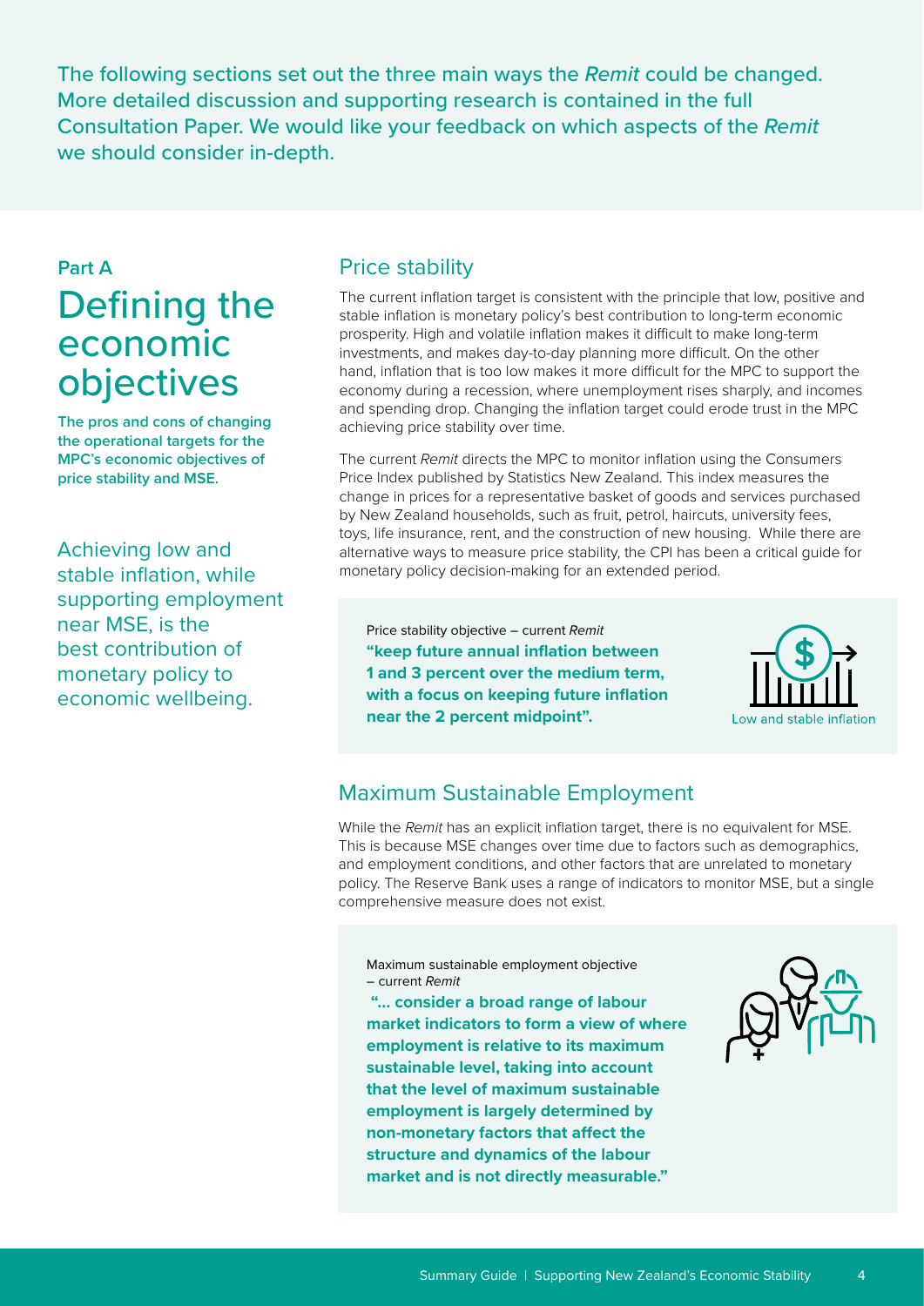The following sections set out the three main ways the *Remit* could be changed. More detailed discussion and supporting research is contained in the full Consultation Paper. We would like your feedback on which aspects of the *Remit* we should consider in-depth.

**Part A**

# Defining the economic objectives

**The pros and cons of changing the operational targets for the MPC's economic objectives of price stability and MSE.**

Achieving low and stable inflation, while supporting employment near MSE, is the best contribution of monetary policy to economic wellbeing.

## Price stability

The current inflation target is consistent with the principle that low, positive and stable inflation is monetary policy's best contribution to long-term economic prosperity. High and volatile inflation makes it difficult to make long-term investments, and makes day-to-day planning more difficult. On the other hand, inflation that is too low makes it more difficult for the MPC to support the economy during a recession, where unemployment rises sharply, and incomes and spending drop. Changing the inflation target could erode trust in the MPC achieving price stability over time.

The current *Remit* directs the MPC to monitor inflation using the Consumers Price Index published by Statistics New Zealand. This index measures the change in prices for a representative basket of goods and services purchased by New Zealand households, such as fruit, petrol, haircuts, university fees, toys, life insurance, rent, and the construction of new housing. While there are alternative ways to measure price stability, the CPI has been a critical guide for monetary policy decision-making for an extended period.

Price stability objective – current *Remit*

**"keep future annual inflation between 1 and 3 percent over the medium term, with a focus on keeping future inflation near the 2 percent midpoint".**

Low and stable inflation

## Maximum Sustainable Employment

While the *Remit* has an explicit inflation target, there is no equivalent for MSE. This is because MSE changes over time due to factors such as demographics, and employment conditions, and other factors that are unrelated to monetary policy. The Reserve Bank uses a range of indicators to monitor MSE, but a single comprehensive measure does not exist.

Maximum sustainable employment objective – current *Remit*

**"... consider a broad range of labour market indicators to form a view of where employment is relative to its maximum sustainable level, taking into account that the level of maximum sustainable employment is largely determined by non-monetary factors that affect the structure and dynamics of the labour market and is not directly measurable."**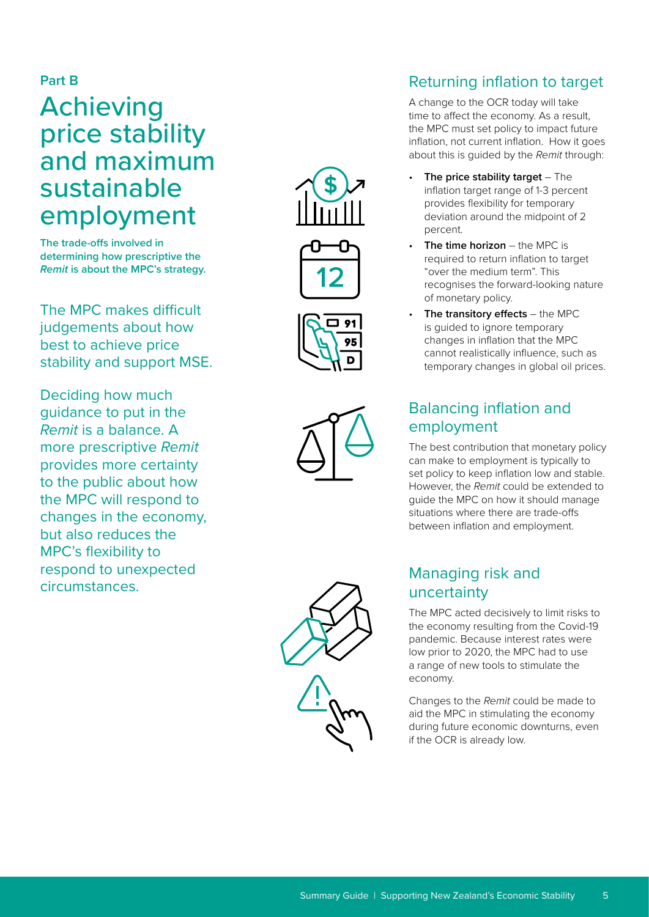**Part B**

# Achieving price stability and maximum sustainable employment

**The trade-offs involved in determining how prescriptive the *Remit* is about the MPC's strategy.**

The MPC makes difficult judgements about how best to achieve price stability and support MSE.

Deciding how much guidance to put in the *Remit* is a balance. A more prescriptive *Remit* provides more certainty to the public about how the MPC will respond to changes in the economy, but also reduces the MPC's flexibility to respond to unexpected circumstances.

## Returning inflation to target

A change to the OCR today will take time to affect the economy. As a result, the MPC must set policy to impact future inflation, not current inflation. How it goes about this is guided by the *Remit* through:

- **The price stability target** – The inflation target range of 1-3 percent provides flexibility for temporary deviation around the midpoint of 2 percent.
- **The time horizon** – the MPC is required to return inflation to target "over the medium term". This recognises the forward-looking nature of monetary policy.
- **The transitory effects** – the MPC is guided to ignore temporary changes in inflation that the MPC cannot realistically influence, such as temporary changes in global oil prices.

## Balancing inflation and employment

The best contribution that monetary policy can make to employment is typically to set policy to keep inflation low and stable. However, the *Remit* could be extended to guide the MPC on how it should manage situations where there are trade-offs between inflation and employment.

## Managing risk and uncertainty

The MPC acted decisively to limit risks to the economy resulting from the Covid-19 pandemic. Because interest rates were low prior to 2020, the MPC had to use a range of new tools to stimulate the economy.

Changes to the *Remit* could be made to aid the MPC in stimulating the economy during future economic downturns, even if the OCR is already low.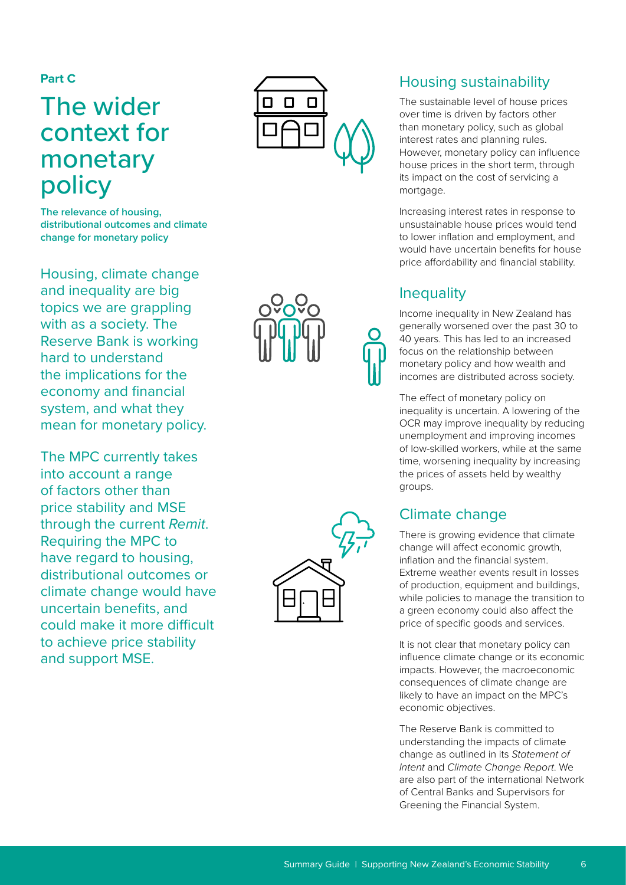**Part C**

# The wider context for monetary policy

**The relevance of housing, distributional outcomes and climate change for monetary policy**

Housing, climate change and inequality are big topics we are grappling with as a society. The Reserve Bank is working hard to understand the implications for the economy and financial system, and what they mean for monetary policy.

The MPC currently takes into account a range of factors other than price stability and MSE through the current *Remit*. Requiring the MPC to have regard to housing, distributional outcomes or climate change would have uncertain benefits, and could make it more difficult to achieve price stability and support MSE.

## Housing sustainability

The sustainable level of house prices over time is driven by factors other than monetary policy, such as global interest rates and planning rules. However, monetary policy can influence house prices in the short term, through its impact on the cost of servicing a mortgage.

Increasing interest rates in response to unsustainable house prices would tend to lower inflation and employment, and would have uncertain benefits for house price affordability and financial stability.

## Inequality

Income inequality in New Zealand has generally worsened over the past 30 to 40 years. This has led to an increased focus on the relationship between monetary policy and how wealth and incomes are distributed across society.

The effect of monetary policy on inequality is uncertain. A lowering of the OCR may improve inequality by reducing unemployment and improving incomes of low-skilled workers, while at the same time, worsening inequality by increasing the prices of assets held by wealthy groups.

## Climate change

There is growing evidence that climate change will affect economic growth, inflation and the financial system. Extreme weather events result in losses of production, equipment and buildings, while policies to manage the transition to a green economy could also affect the price of specific goods and services.

It is not clear that monetary policy can influence climate change or its economic impacts. However, the macroeconomic consequences of climate change are likely to have an impact on the MPC's economic objectives.

The Reserve Bank is committed to understanding the impacts of climate change as outlined in its *Statement of Intent* and *Climate Change Report*. We are also part of the international Network of Central Banks and Supervisors for Greening the Financial System.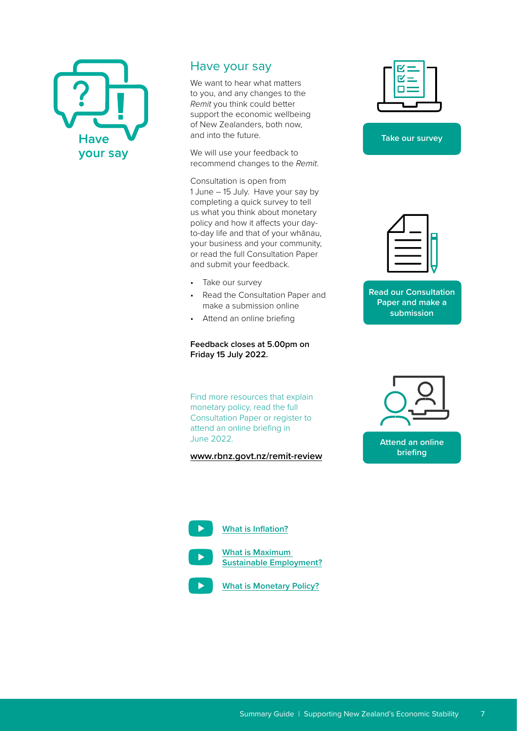Have your say

## Have your say

We want to hear what matters to you, and any changes to the *Remit* you think could better support the economic wellbeing of New Zealanders, both now, and into the future.

We will use your feedback to recommend changes to the *Remit*.

Consultation is open from 1 June – 15 July. Have your say by completing a quick survey to tell us what you think about monetary policy and how it affects your day-to-day life and that of your whānau, your business and your community, or read the full Consultation Paper and submit your feedback.

- Take our survey
- Read the Consultation Paper and make a submission online
- Attend an online briefing

**Feedback closes at 5.00pm on Friday 15 July 2022.**

Find more resources that explain monetary policy, read the full Consultation Paper or register to attend an online briefing in June 2022.

**www.rbnz.govt.nz/remit-review**

**Take our survey**

**Read our Consultation Paper and make a submission**

**Attend an online briefing**

**What is Inflation?**

**What is Maximum Sustainable Employment?**

**What is Monetary Policy?**